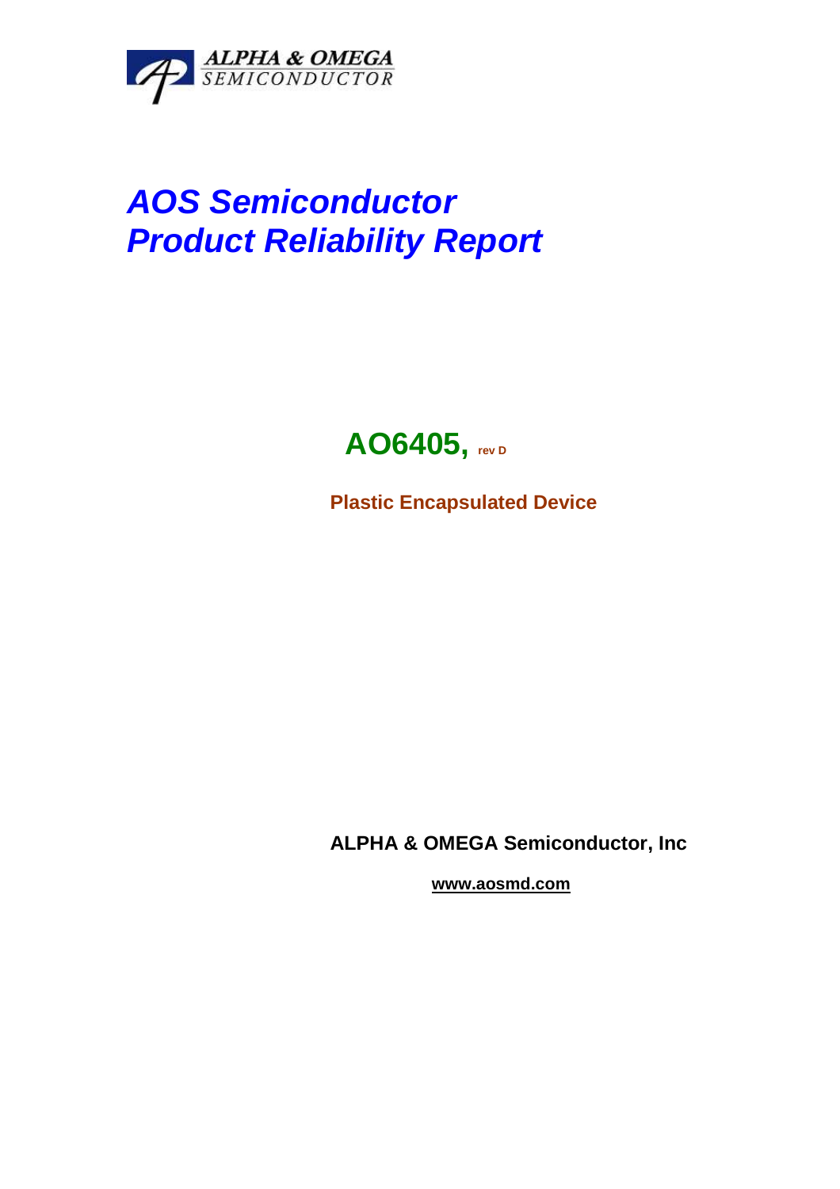ALPHA & OMEGA
SEMICONDUCTOR

# *AOS Semiconductor*
# *Product Reliability Report*

## AO6405, rev D

**Plastic Encapsulated Device**

**ALPHA & OMEGA Semiconductor, Inc**

**www.aosmd.com**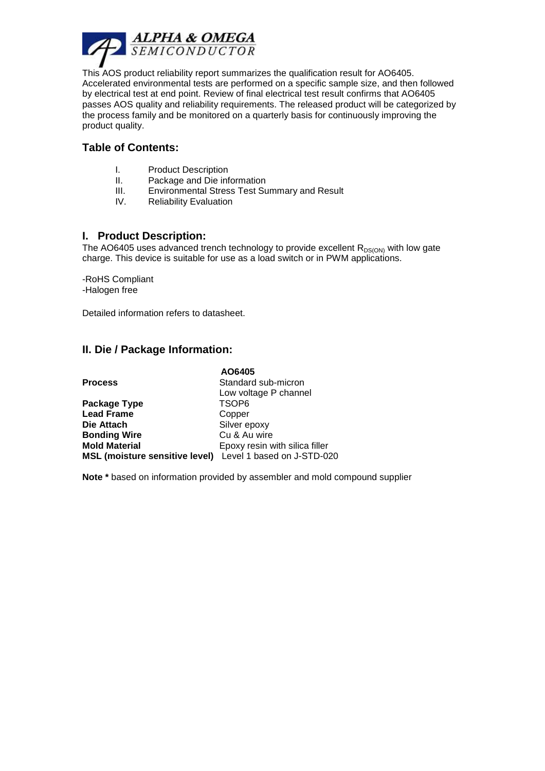This AOS product reliability report summarizes the qualification result for AO6405. Accelerated environmental tests are performed on a specific sample size, and then followed by electrical test at end point. Review of final electrical test result confirms that AO6405 passes AOS quality and reliability requirements. The released product will be categorized by the process family and be monitored on a quarterly basis for continuously improving the product quality.

## Table of Contents:

I. Product Description
II. Package and Die information
III. Environmental Stress Test Summary and Result
IV. Reliability Evaluation

## I. Product Description:

The AO6405 uses advanced trench technology to provide excellent $R_{DS(ON)}$ with low gate charge. This device is suitable for use as a load switch or in PWM applications.

-RoHS Compliant
-Halogen free

Detailed information refers to datasheet.

## II. Die / Package Information:

| | AO6405 |
|---|---|
| **Process** | Standard sub-micron Low voltage P channel |
| **Package Type** | TSOP6 |
| **Lead Frame** | Copper |
| **Die Attach** | Silver epoxy |
| **Bonding Wire** | Cu & Au wire |
| **Mold Material** | Epoxy resin with silica filler |
| **MSL (moisture sensitive level)** | Level 1 based on J-STD-020 |

**Note *** based on information provided by assembler and mold compound supplier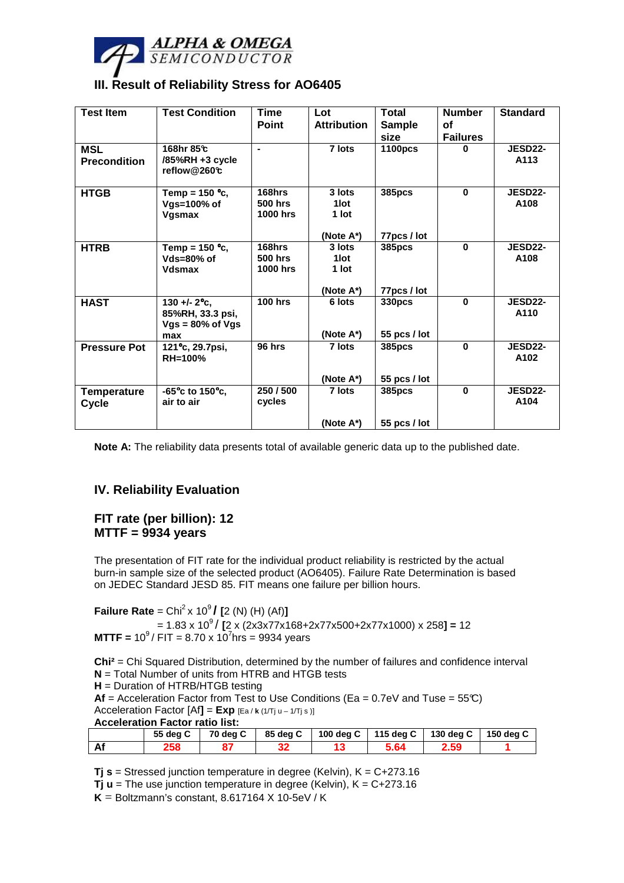ALPHA & OMEGA SEMICONDUCTOR

## III. Result of Reliability Stress for AO6405

| Test Item | Test Condition | Time Point | Lot Attribution | Total Sample size | Number of Failures | Standard |
|---|---|---|---|---|---|---|
| MSL Precondition | 168hr 85°c /85%RH +3 cycle reflow@260°c | - | 7 lots | 1100pcs | 0 | JESD22-A113 |
| HTGB | Temp = 150 °c, Vgs=100% of Vgsmax | 168hrs 500 hrs 1000 hrs | 3 lots 1lot 1 lot (Note A*) | 385pcs 77pcs / lot | 0 | JESD22-A108 |
| HTRB | Temp = 150 °c, Vds=80% of Vdsmax | 168hrs 500 hrs 1000 hrs | 3 lots 1lot 1 lot (Note A*) | 385pcs 77pcs / lot | 0 | JESD22-A108 |
| HAST | 130 +/- 2°c, 85%RH, 33.3 psi, Vgs = 80% of Vgs max | 100 hrs | 6 lots (Note A*) | 330pcs 55 pcs / lot | 0 | JESD22-A110 |
| Pressure Pot | 121°c, 29.7psi, RH=100% | 96 hrs | 7 lots (Note A*) | 385pcs 55 pcs / lot | 0 | JESD22-A102 |
| Temperature Cycle | -65°c to 150°c, air to air | 250 / 500 cycles | 7 lots (Note A*) | 385pcs 55 pcs / lot | 0 | JESD22-A104 |

**Note A:** The reliability data presents total of available generic data up to the published date.

## IV. Reliability Evaluation

### FIT rate (per billion): 12
### MTTF = 9934 years

The presentation of FIT rate for the individual product reliability is restricted by the actual burn-in sample size of the selected product (AO6405). Failure Rate Determination is based on JEDEC Standard JESD 85. FIT means one failure per billion hours.

**Failure Rate** = $Chi^2 \times 10^9$ **/ [**2 (N) (H) (Af)**]**

= $1.83 \times 10^9$ **/ [**2 x (2x3x77x168+2x77x500+2x77x1000) x 258**] =** 12

**MTTF =** $10^9$ / FIT = $8.70 \times 10^7$hrs = 9934 years

**Chi²** = Chi Squared Distribution, determined by the number of failures and confidence interval
**N** = Total Number of units from HTRB and HTGB tests
**H** = Duration of HTRB/HTGB testing
**Af** = Acceleration Factor from Test to Use Conditions (Ea = 0.7eV and Tuse = 55°C)
Acceleration Factor [Af**]** = **Exp** [Ea / **k** (1/Tj u – 1/Tj s )]
**Acceleration Factor ratio list:**

| | 55 deg C | 70 deg C | 85 deg C | 100 deg C | 115 deg C | 130 deg C | 150 deg C |
|---|---|---|---|---|---|---|---|
| Af | 258 | 87 | 32 | 13 | 5.64 | 2.59 | 1 |

**Tj s** = Stressed junction temperature in degree (Kelvin), K = C+273.16
**Tj u** = The use junction temperature in degree (Kelvin), K = C+273.16
**K** = Boltzmann's constant, 8.617164 X 10-5eV / K